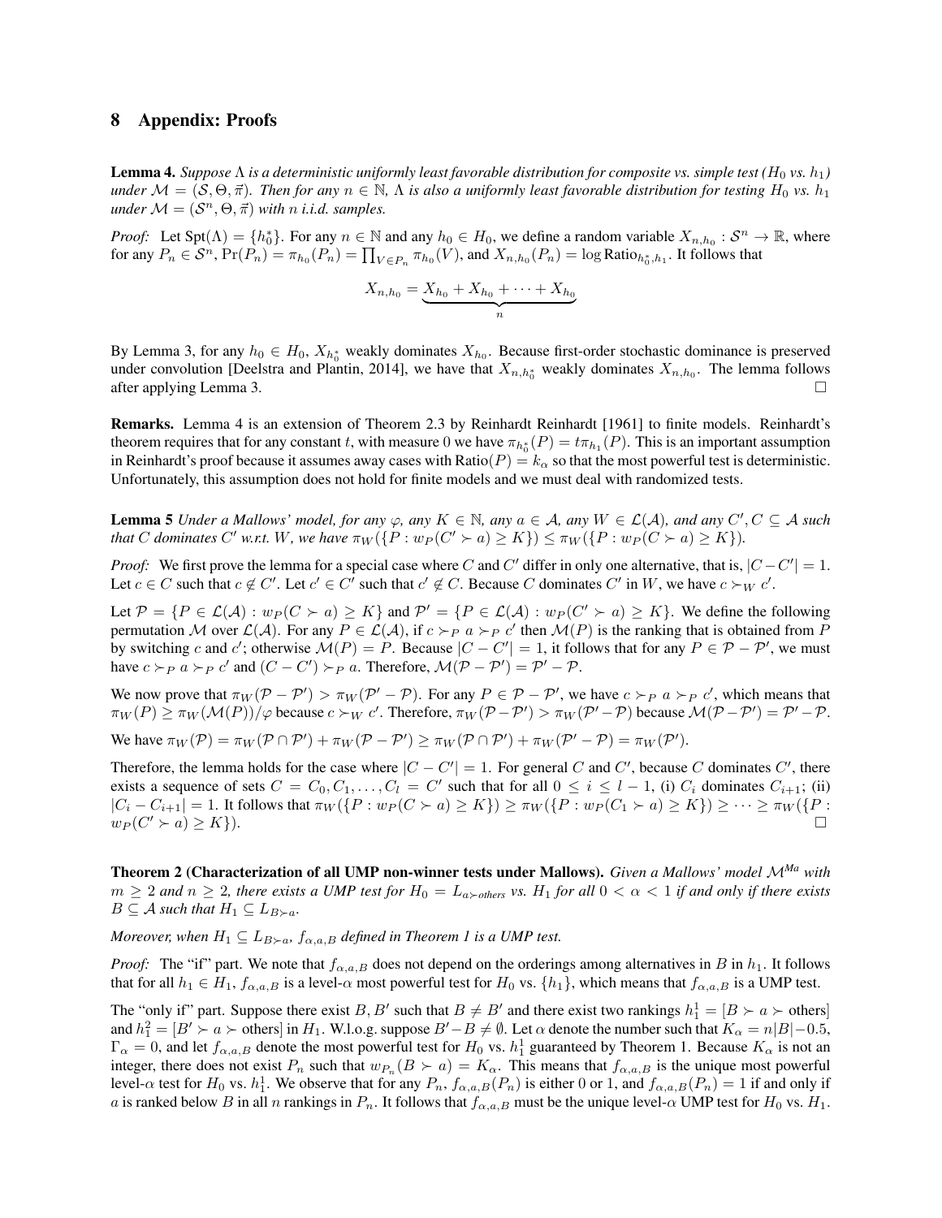## 8 Appendix: Proofs

**Lemma 4.** *Suppose $\Lambda$ is a deterministic uniformly least favorable distribution for composite vs. simple test ($H_0$ vs. $h_1$) under $\mathcal{M} = (\mathcal{S}, \Theta, \vec{\pi})$. Then for any $n \in \mathbb{N}$, $\Lambda$ is also a uniformly least favorable distribution for testing $H_0$ vs. $h_1$ under $\mathcal{M} = (\mathcal{S}^n, \Theta, \vec{\pi})$ with $n$ i.i.d. samples.*

*Proof:* Let $\text{Spt}(\Lambda) = \{h_0^*\}$. For any $n \in \mathbb{N}$ and any $h_0 \in H_0$, we define a random variable $X_{n,h_0} : \mathcal{S}^n \to \mathbb{R}$, where for any $P_n \in \mathcal{S}^n$, $\Pr(P_n) = \pi_{h_0}(P_n) = \prod_{V \in P_n} \pi_{h_0}(V)$, and $X_{n,h_0}(P_n) = \log \text{Ratio}_{h_0^*, h_1}$. It follows that

$$X_{n,h_0} = \underbrace{X_{h_0} + X_{h_0} + \cdots + X_{h_0}}_{n}$$

By Lemma 3, for any $h_0 \in H_0$, $X_{h_0^*}$ weakly dominates $X_{h_0}$. Because first-order stochastic dominance is preserved under convolution [Deelstra and Plantin, 2014], we have that $X_{n,h_0^*}$ weakly dominates $X_{n,h_0}$. The lemma follows after applying Lemma 3. □

**Remarks.** Lemma 4 is an extension of Theorem 2.3 by Reinhardt Reinhardt [1961] to finite models. Reinhardt's theorem requires that for any constant $t$, with measure 0 we have $\pi_{h_0^*}(P) = t\pi_{h_1}(P)$. This is an important assumption in Reinhardt's proof because it assumes away cases with $\text{Ratio}(P) = k_\alpha$ so that the most powerful test is deterministic. Unfortunately, this assumption does not hold for finite models and we must deal with randomized tests.

**Lemma 5** *Under a Mallows' model, for any $\varphi$, any $K \in \mathbb{N}$, any $a \in \mathcal{A}$, any $W \in \mathcal{L}(\mathcal{A})$, and any $C', C \subseteq \mathcal{A}$ such that $C$ dominates $C'$ w.r.t. $W$, we have $\pi_W(\{P : w_P(C' \succ a) \geq K\}) \leq \pi_W(\{P : w_P(C \succ a) \geq K\})$.*

*Proof:* We first prove the lemma for a special case where $C$ and $C'$ differ in only one alternative, that is, $|C - C'| = 1$. Let $c \in C$ such that $c \notin C'$. Let $c' \in C'$ such that $c' \notin C$. Because $C$ dominates $C'$ in $W$, we have $c \succ_W c'$.

Let $\mathcal{P} = \{P \in \mathcal{L}(\mathcal{A}) : w_P(C \succ a) \geq K\}$ and $\mathcal{P}' = \{P \in \mathcal{L}(\mathcal{A}) : w_P(C' \succ a) \geq K\}$. We define the following permutation $\mathcal{M}$ over $\mathcal{L}(\mathcal{A})$. For any $P \in \mathcal{L}(\mathcal{A})$, if $c \succ_P a \succ_P c'$ then $\mathcal{M}(P)$ is the ranking that is obtained from $P$ by switching $c$ and $c'$; otherwise $\mathcal{M}(P) = P$. Because $|C - C'| = 1$, it follows that for any $P \in \mathcal{P} - \mathcal{P}'$, we must have $c \succ_P a \succ_P c'$ and $(C - C') \succ_P a$. Therefore, $\mathcal{M}(\mathcal{P} - \mathcal{P}') = \mathcal{P}' - \mathcal{P}$.

We now prove that $\pi_W(\mathcal{P} - \mathcal{P}') > \pi_W(\mathcal{P}' - \mathcal{P})$. For any $P \in \mathcal{P} - \mathcal{P}'$, we have $c \succ_P a \succ_P c'$, which means that $\pi_W(P) \geq \pi_W(\mathcal{M}(P))/\varphi$ because $c \succ_W c'$. Therefore, $\pi_W(\mathcal{P} - \mathcal{P}') > \pi_W(\mathcal{P}' - \mathcal{P})$ because $\mathcal{M}(\mathcal{P} - \mathcal{P}') = \mathcal{P}' - \mathcal{P}$.

We have $\pi_W(\mathcal{P}) = \pi_W(\mathcal{P} \cap \mathcal{P}') + \pi_W(\mathcal{P} - \mathcal{P}') \geq \pi_W(\mathcal{P} \cap \mathcal{P}') + \pi_W(\mathcal{P}' - \mathcal{P}) = \pi_W(\mathcal{P}')$.

Therefore, the lemma holds for the case where $|C - C'| = 1$. For general $C$ and $C'$, because $C$ dominates $C'$, there exists a sequence of sets $C = C_0, C_1, \ldots, C_l = C'$ such that for all $0 \leq i \leq l - 1$, (i) $C_i$ dominates $C_{i+1}$; (ii) $|C_i - C_{i+1}| = 1$. It follows that $\pi_W(\{P : w_P(C \succ a) \geq K\}) \geq \pi_W(\{P : w_P(C_1 \succ a) \geq K\}) \geq \cdots \geq \pi_W(\{P : w_P(C' \succ a) \geq K\})$. □

**Theorem 2 (Characterization of all UMP non-winner tests under Mallows).** *Given a Mallows' model $\mathcal{M}^{Ma}$ with $m \geq 2$ and $n \geq 2$, there exists a UMP test for $H_0 = L_{a \succ \text{others}}$ vs. $H_1$ for all $0 < \alpha < 1$ if and only if there exists $B \subseteq \mathcal{A}$ such that $H_1 \subseteq L_{B \succ a}$.*

*Moreover, when $H_1 \subseteq L_{B \succ a}$, $f_{\alpha,a,B}$ defined in Theorem 1 is a UMP test.*

*Proof:* The "if" part. We note that $f_{\alpha,a,B}$ does not depend on the orderings among alternatives in $B$ in $h_1$. It follows that for all $h_1 \in H_1$, $f_{\alpha,a,B}$ is a level-$\alpha$ most powerful test for $H_0$ vs. $\{h_1\}$, which means that $f_{\alpha,a,B}$ is a UMP test.

The "only if" part. Suppose there exist $B, B'$ such that $B \neq B'$ and there exist two rankings $h_1^1 = [B \succ a \succ \text{others}]$ and $h_1^2 = [B' \succ a \succ \text{others}]$ in $H_1$. W.l.o.g. suppose $B' - B \neq \emptyset$. Let $\alpha$ denote the number such that $K_\alpha = n|B| - 0.5$, $\Gamma_\alpha = 0$, and let $f_{\alpha,a,B}$ denote the most powerful test for $H_0$ vs. $h_1^1$ guaranteed by Theorem 1. Because $K_\alpha$ is not an integer, there does not exist $P_n$ such that $w_{P_n}(B \succ a) = K_\alpha$. This means that $f_{\alpha,a,B}$ is the unique most powerful level-$\alpha$ test for $H_0$ vs. $h_1^1$. We observe that for any $P_n$, $f_{\alpha,a,B}(P_n)$ is either 0 or 1, and $f_{\alpha,a,B}(P_n) = 1$ if and only if $a$ is ranked below $B$ in all $n$ rankings in $P_n$. It follows that $f_{\alpha,a,B}$ must be the unique level-$\alpha$ UMP test for $H_0$ vs. $H_1$.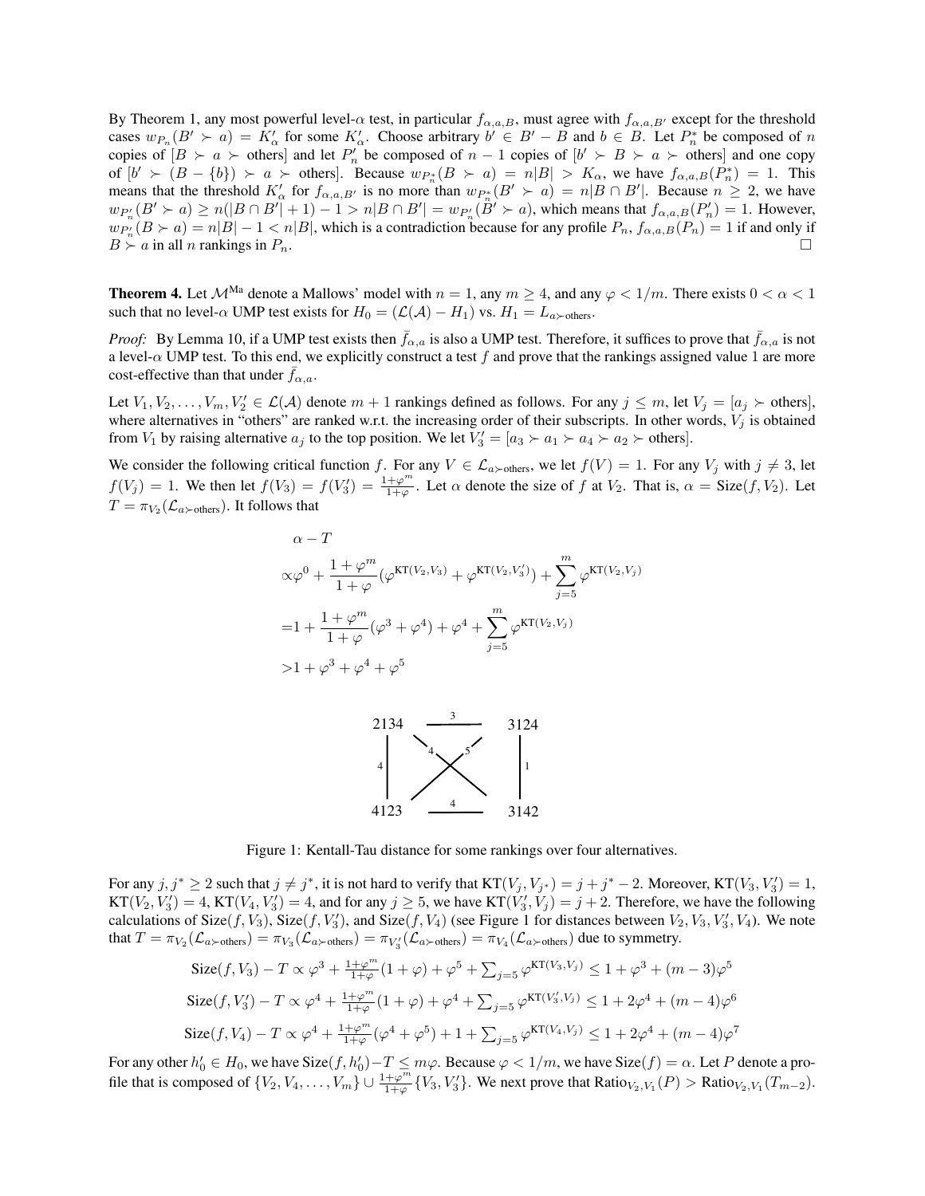By Theorem 1, any most powerful level-$\alpha$ test, in particular $f_{\alpha,a,B}$, must agree with $f_{\alpha,a,B'}$ except for the threshold cases $w_{P_n}(B' \succ a) = K'_\alpha$ for some $K'_\alpha$. Choose arbitrary $b' \in B' - B$ and $b \in B$. Let $P^*_n$ be composed of $n$ copies of $[B \succ a \succ \text{others}]$ and let $P'_n$ be composed of $n-1$ copies of $[b' \succ B \succ a \succ \text{others}]$ and one copy of $[b' \succ (B - \{b\}) \succ a \succ \text{others}]$. Because $w_{P^*_n}(B \succ a) = n|B| > K_\alpha$, we have $f_{\alpha,a,B}(P^*_n) = 1$. This means that the threshold $K'_\alpha$ for $f_{\alpha,a,B'}$ is no more than $w_{P^*_n}(B' \succ a) = n|B \cap B'|$. Because $n \geq 2$, we have $w_{P'_n}(B' \succ a) \geq n(|B \cap B'| + 1) - 1 > n|B \cap B'| = w_{P'_n}(B' \succ a)$, which means that $f_{\alpha,a,B}(P'_n) = 1$. However, $w_{P'_n}(B \succ a) = n|B| - 1 < n|B|$, which is a contradiction because for any profile $P_n$, $f_{\alpha,a,B}(P_n) = 1$ if and only if $B \succ a$ in all $n$ rankings in $P_n$. □

**Theorem 4.** Let $\mathcal{M}^{\text{Ma}}$ denote a Mallows' model with $n = 1$, any $m \geq 4$, and any $\varphi < 1/m$. There exists $0 < \alpha < 1$ such that no level-$\alpha$ UMP test exists for $H_0 = (\mathcal{L}(\mathcal{A}) - H_1)$ vs. $H_1 = L_{a \succ \text{others}}$.

*Proof:* By Lemma 10, if a UMP test exists then $\bar{f}_{\alpha,a}$ is also a UMP test. Therefore, it suffices to prove that $\bar{f}_{\alpha,a}$ is not a level-$\alpha$ UMP test. To this end, we explicitly construct a test $f$ and prove that the rankings assigned value 1 are more cost-effective than that under $\bar{f}_{\alpha,a}$.

Let $V_1, V_2, \ldots, V_m, V'_2 \in \mathcal{L}(\mathcal{A})$ denote $m+1$ rankings defined as follows. For any $j \leq m$, let $V_j = [a_j \succ \text{others}]$, where alternatives in "others" are ranked w.r.t. the increasing order of their subscripts. In other words, $V_j$ is obtained from $V_1$ by raising alternative $a_j$ to the top position. We let $V'_3 = [a_3 \succ a_1 \succ a_4 \succ a_2 \succ \text{others}]$.

We consider the following critical function $f$. For any $V \in \mathcal{L}_{a \succ \text{others}}$, we let $f(V) = 1$. For any $V_j$ with $j \neq 3$, let $f(V_j) = 1$. We then let $f(V_3) = f(V'_3) = \frac{1+\varphi^m}{1+\varphi}$. Let $\alpha$ denote the size of $f$ at $V_2$. That is, $\alpha = \text{Size}(f, V_2)$. Let $T = \pi_{V_2}(\mathcal{L}_{a \succ \text{others}})$. It follows that

$$
\begin{aligned}
&\alpha - T \\
\propto& \varphi^0 + \frac{1+\varphi^m}{1+\varphi}(\varphi^{\text{KT}(V_2,V_3)} + \varphi^{\text{KT}(V_2,V'_3)}) + \sum_{j=5}^{m} \varphi^{\text{KT}(V_2,V_j)} \\
=& 1 + \frac{1+\varphi^m}{1+\varphi}(\varphi^3 + \varphi^4) + \varphi^4 + \sum_{j=5}^{m} \varphi^{\text{KT}(V_2,V_j)} \\
>& 1 + \varphi^3 + \varphi^4 + \varphi^5
\end{aligned}
$$

Figure 1: Kentall-Tau distance for some rankings over four alternatives.

For any $j, j^* \geq 2$ such that $j \neq j^*$, it is not hard to verify that $\text{KT}(V_j, V_{j^*}) = j + j^* - 2$. Moreover, $\text{KT}(V_3, V'_3) = 1$, $\text{KT}(V_2, V'_3) = 4$, $\text{KT}(V_4, V'_3) = 4$, and for any $j \geq 5$, we have $\text{KT}(V'_3, V_j) = j + 2$. Therefore, we have the following calculations of $\text{Size}(f, V_3)$, $\text{Size}(f, V'_3)$, and $\text{Size}(f, V_4)$ (see Figure 1 for distances between $V_2, V_3, V'_3, V_4$). We note that $T = \pi_{V_2}(\mathcal{L}_{a \succ \text{others}}) = \pi_{V_3}(\mathcal{L}_{a \succ \text{others}}) = \pi_{V'_3}(\mathcal{L}_{a \succ \text{others}}) = \pi_{V_4}(\mathcal{L}_{a \succ \text{others}})$ due to symmetry.

$$\text{Size}(f, V_3) - T \propto \varphi^3 + \tfrac{1+\varphi^m}{1+\varphi}(1+\varphi) + \varphi^5 + \textstyle\sum_{j=5} \varphi^{\text{KT}(V_3,V_j)} \leq 1 + \varphi^3 + (m-3)\varphi^5$$

$$\text{Size}(f, V'_3) - T \propto \varphi^4 + \tfrac{1+\varphi^m}{1+\varphi}(1+\varphi) + \varphi^4 + \textstyle\sum_{j=5} \varphi^{\text{KT}(V'_3,V_j)} \leq 1 + 2\varphi^4 + (m-4)\varphi^6$$

$$\text{Size}(f, V_4) - T \propto \varphi^4 + \tfrac{1+\varphi^m}{1+\varphi}(\varphi^4 + \varphi^5) + 1 + \textstyle\sum_{j=5} \varphi^{\text{KT}(V_4,V_j)} \leq 1 + 2\varphi^4 + (m-4)\varphi^7$$

For any other $h'_0 \in H_0$, we have $\text{Size}(f, h'_0) - T \leq m\varphi$. Because $\varphi < 1/m$, we have $\text{Size}(f) = \alpha$. Let $P$ denote a profile that is composed of $\{V_2, V_4, \ldots, V_m\} \cup \frac{1+\varphi^m}{1+\varphi}\{V_3, V'_3\}$. We next prove that $\text{Ratio}_{V_2,V_1}(P) > \text{Ratio}_{V_2,V_1}(T_{m-2})$.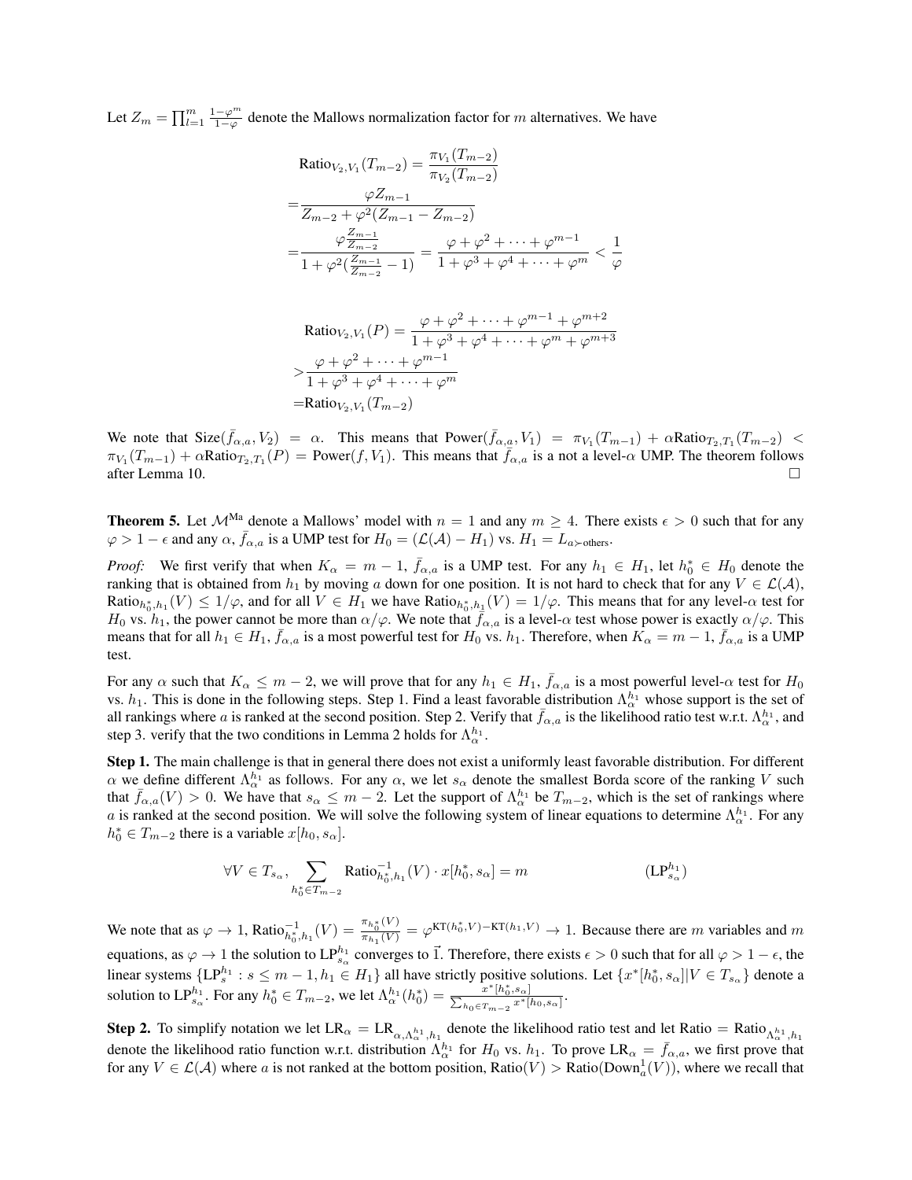Let $Z_m = \prod_{l=1}^{m} \frac{1-\varphi^m}{1-\varphi}$ denote the Mallows normalization factor for $m$ alternatives. We have

$$
\begin{aligned}
&\text{Ratio}_{V_2,V_1}(T_{m-2}) = \frac{\pi_{V_1}(T_{m-2})}{\pi_{V_2}(T_{m-2})} \\
=&\frac{\varphi Z_{m-1}}{Z_{m-2} + \varphi^2(Z_{m-1} - Z_{m-2})} \\
=&\frac{\varphi \frac{Z_{m-1}}{Z_{m-2}}}{1 + \varphi^2(\frac{Z_{m-1}}{Z_{m-2}} - 1)} = \frac{\varphi + \varphi^2 + \cdots + \varphi^{m-1}}{1 + \varphi^3 + \varphi^4 + \cdots + \varphi^m} < \frac{1}{\varphi}
\end{aligned}
$$

$$
\begin{aligned}
&\text{Ratio}_{V_2,V_1}(P) = \frac{\varphi + \varphi^2 + \cdots + \varphi^{m-1} + \varphi^{m+2}}{1 + \varphi^3 + \varphi^4 + \cdots + \varphi^m + \varphi^{m+3}} \\
>&\frac{\varphi + \varphi^2 + \cdots + \varphi^{m-1}}{1 + \varphi^3 + \varphi^4 + \cdots + \varphi^m} \\
=&\text{Ratio}_{V_2,V_1}(T_{m-2})
\end{aligned}
$$

We note that $\text{Size}(\bar{f}_{\alpha,a}, V_2) = \alpha$. This means that $\text{Power}(\bar{f}_{\alpha,a}, V_1) = \pi_{V_1}(T_{m-1}) + \alpha\text{Ratio}_{T_2,T_1}(T_{m-2}) < \pi_{V_1}(T_{m-1}) + \alpha\text{Ratio}_{T_2,T_1}(P) = \text{Power}(f, V_1)$. This means that $\bar{f}_{\alpha,a}$ is a not a level-$\alpha$ UMP. The theorem follows after Lemma 10. □

**Theorem 5.** Let $\mathcal{M}^{\text{Ma}}$ denote a Mallows' model with $n = 1$ and any $m \geq 4$. There exists $\epsilon > 0$ such that for any $\varphi > 1 - \epsilon$ and any $\alpha$, $\bar{f}_{\alpha,a}$ is a UMP test for $H_0 = (\mathcal{L}(\mathcal{A}) - H_1)$ vs. $H_1 = L_{a\succ\text{others}}$.

*Proof:* We first verify that when $K_\alpha = m - 1$, $\bar{f}_{\alpha,a}$ is a UMP test. For any $h_1 \in H_1$, let $h_0^* \in H_0$ denote the ranking that is obtained from $h_1$ by moving $a$ down for one position. It is not hard to check that for any $V \in \mathcal{L}(\mathcal{A})$, $\text{Ratio}_{h_0^*,h_1}(V) \leq 1/\varphi$, and for all $V \in H_1$ we have $\text{Ratio}_{h_0^*,h_1}(V) = 1/\varphi$. This means that for any level-$\alpha$ test for $H_0$ vs. $h_1$, the power cannot be more than $\alpha/\varphi$. We note that $\bar{f}_{\alpha,a}$ is a level-$\alpha$ test whose power is exactly $\alpha/\varphi$. This means that for all $h_1 \in H_1$, $\bar{f}_{\alpha,a}$ is a most powerful test for $H_0$ vs. $h_1$. Therefore, when $K_\alpha = m - 1$, $\bar{f}_{\alpha,a}$ is a UMP test.

For any $\alpha$ such that $K_\alpha \leq m - 2$, we will prove that for any $h_1 \in H_1$, $\bar{f}_{\alpha,a}$ is a most powerful level-$\alpha$ test for $H_0$ vs. $h_1$. This is done in the following steps. Step 1. Find a least favorable distribution $\Lambda_\alpha^{h_1}$ whose support is the set of all rankings where $a$ is ranked at the second position. Step 2. Verify that $\bar{f}_{\alpha,a}$ is the likelihood ratio test w.r.t. $\Lambda_\alpha^{h_1}$, and step 3. verify that the two conditions in Lemma 2 holds for $\Lambda_\alpha^{h_1}$.

**Step 1.** The main challenge is that in general there does not exist a uniformly least favorable distribution. For different $\alpha$ we define different $\Lambda_\alpha^{h_1}$ as follows. For any $\alpha$, we let $s_\alpha$ denote the smallest Borda score of the ranking $V$ such that $\bar{f}_{\alpha,a}(V) > 0$. We have that $s_\alpha \leq m - 2$. Let the support of $\Lambda_\alpha^{h_1}$ be $T_{m-2}$, which is the set of rankings where $a$ is ranked at the second position. We will solve the following system of linear equations to determine $\Lambda_\alpha^{h_1}$. For any $h_0^* \in T_{m-2}$ there is a variable $x[h_0, s_\alpha]$.

$$
\forall V \in T_{s_\alpha}, \sum_{h_0^* \in T_{m-2}} \text{Ratio}_{h_0^*,h_1}^{-1}(V) \cdot x[h_0^*, s_\alpha] = m \qquad (\text{LP}_{s_\alpha}^{h_1})
$$

We note that as $\varphi \to 1$, $\text{Ratio}_{h_0^*,h_1}^{-1}(V) = \frac{\pi_{h_0^*}(V)}{\pi_{h_1}(V)} = \varphi^{\text{KT}(h_0^*,V) - \text{KT}(h_1,V)} \to 1$. Because there are $m$ variables and $m$ equations, as $\varphi \to 1$ the solution to $\text{LP}_{s_\alpha}^{h_1}$ converges to $\vec{1}$. Therefore, there exists $\epsilon > 0$ such that for all $\varphi > 1 - \epsilon$, the linear systems $\{\text{LP}_s^{h_1} : s \leq m - 1, h_1 \in H_1\}$ all have strictly positive solutions. Let $\{x^*[h_0^*, s_\alpha] | V \in T_{s_\alpha}\}$ denote a solution to $\text{LP}_{s_\alpha}^{h_1}$. For any $h_0^* \in T_{m-2}$, we let $\Lambda^{h_1}(h_0^*) = \frac{x^*[h_0^*, s_\alpha]}{\sum_{h_0 \in T_{m-2}} x^*[h_0, s_\alpha]}$.

**Step 2.** To simplify notation we let $\text{LR}_\alpha = \text{LR}_{\alpha,\Lambda_\alpha^{h_1},h_1}$ denote the likelihood ratio test and let $\text{Ratio} = \text{Ratio}_{\Lambda_\alpha^{h_1},h_1}$ denote the likelihood ratio function w.r.t. distribution $\Lambda_\alpha^{h_1}$ for $H_0$ vs. $h_1$. To prove $\text{LR}_\alpha = \bar{f}_{\alpha,a}$, we first prove that for any $V \in \mathcal{L}(\mathcal{A})$ where $a$ is not ranked at the bottom position, $\text{Ratio}(V) > \text{Ratio}(\text{Down}_a^1(V))$, where we recall that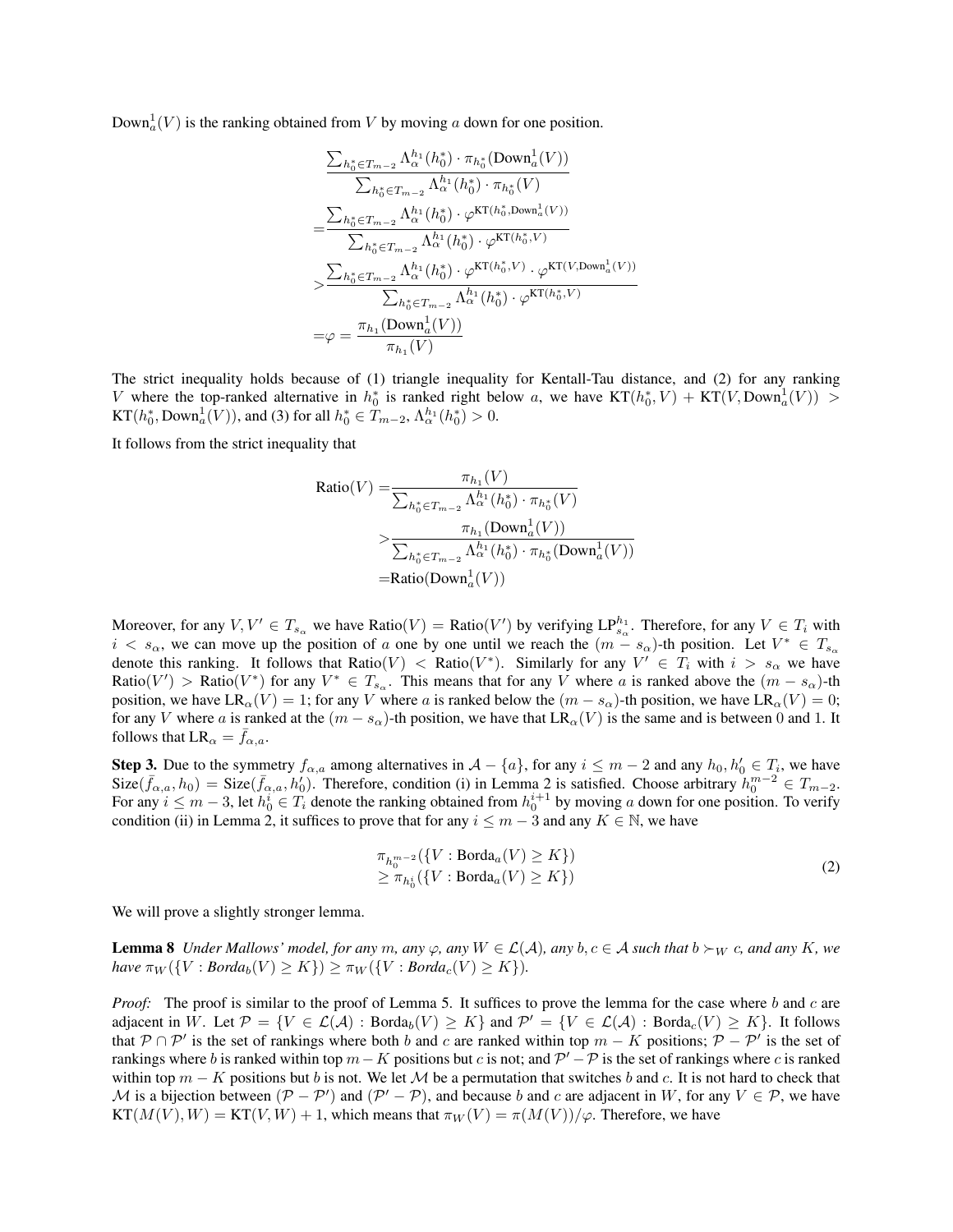$\text{Down}_a^1(V)$ is the ranking obtained from $V$ by moving $a$ down for one position.

$$
\begin{aligned}
&\frac{\sum_{h_0^* \in T_{m-2}} \Lambda_\alpha^{h_1}(h_0^*) \cdot \pi_{h_0^*}(\text{Down}_a^1(V))}{\sum_{h_0^* \in T_{m-2}} \Lambda_\alpha^{h_1}(h_0^*) \cdot \pi_{h_0^*}(V)} \\
=&\frac{\sum_{h_0^* \in T_{m-2}} \Lambda_\alpha^{h_1}(h_0^*) \cdot \varphi^{\text{KT}(h_0^*, \text{Down}_a^1(V))}}{\sum_{h_0^* \in T_{m-2}} \Lambda_\alpha^{h_1}(h_0^*) \cdot \varphi^{\text{KT}(h_0^*, V)}} \\
>&\frac{\sum_{h_0^* \in T_{m-2}} \Lambda_\alpha^{h_1}(h_0^*) \cdot \varphi^{\text{KT}(h_0^*, V)} \cdot \varphi^{\text{KT}(V, \text{Down}_a^1(V))}}{\sum_{h_0^* \in T_{m-2}} \Lambda_\alpha^{h_1}(h_0^*) \cdot \varphi^{\text{KT}(h_0^*, V)}} \\
=&\varphi = \frac{\pi_{h_1}(\text{Down}_a^1(V))}{\pi_{h_1}(V)}
\end{aligned}
$$

The strict inequality holds because of (1) triangle inequality for Kentall-Tau distance, and (2) for any ranking $V$ where the top-ranked alternative in $h_0^*$ is ranked right below $a$, we have $\text{KT}(h_0^*, V) + \text{KT}(V, \text{Down}_a^1(V)) > \text{KT}(h_0^*, \text{Down}_a^1(V))$, and (3) for all $h_0^* \in T_{m-2}$, $\Lambda_\alpha^{h_1}(h_0^*) > 0$.

It follows from the strict inequality that

$$
\begin{aligned}
\text{Ratio}(V) =& \frac{\pi_{h_1}(V)}{\sum_{h_0^* \in T_{m-2}} \Lambda_\alpha^{h_1}(h_0^*) \cdot \pi_{h_0^*}(V)} \\
>& \frac{\pi_{h_1}(\text{Down}_a^1(V))}{\sum_{h_0^* \in T_{m-2}} \Lambda_\alpha^{h_1}(h_0^*) \cdot \pi_{h_0^*}(\text{Down}_a^1(V))} \\
=& \text{Ratio}(\text{Down}_a^1(V))
\end{aligned}
$$

Moreover, for any $V, V' \in T_{s_\alpha}$ we have $\text{Ratio}(V) = \text{Ratio}(V')$ by verifying $\text{LP}_{s_\alpha}^{h_1}$. Therefore, for any $V \in T_i$ with $i < s_\alpha$, we can move up the position of $a$ one by one until we reach the $(m - s_\alpha)$-th position. Let $V^* \in T_{s_\alpha}$ denote this ranking. It follows that $\text{Ratio}(V) < \text{Ratio}(V^*)$. Similarly for any $V' \in T_i$ with $i > s_\alpha$ we have $\text{Ratio}(V') > \text{Ratio}(V^*)$ for any $V^* \in T_{s_\alpha}$. This means that for any $V$ where $a$ is ranked above the $(m - s_\alpha)$-th position, we have $\text{LR}_\alpha(V) = 1$; for any $V$ where $a$ is ranked below the $(m - s_\alpha)$-th position, we have $\text{LR}_\alpha(V) = 0$; for any $V$ where $a$ is ranked at the $(m - s_\alpha)$-th position, we have that $\text{LR}_\alpha(V)$ is the same and is between 0 and 1. It follows that $\text{LR}_\alpha = \bar{f}_{\alpha,a}$.

**Step 3.** Due to the symmetry $f_{\alpha,a}$ among alternatives in $\mathcal{A} - \{a\}$, for any $i \leq m - 2$ and any $h_0, h_0' \in T_i$, we have $\text{Size}(\bar{f}_{\alpha,a}, h_0) = \text{Size}(\bar{f}_{\alpha,a}, h_0')$. Therefore, condition (i) in Lemma 2 is satisfied. Choose arbitrary $h_0^{m-2} \in T_{m-2}$. For any $i \leq m - 3$, let $h_0^i \in T_i$ denote the ranking obtained from $h_0^{i+1}$ by moving $a$ down for one position. To verify condition (ii) in Lemma 2, it suffices to prove that for any $i \leq m - 3$ and any $K \in \mathbb{N}$, we have

$$
\begin{aligned}
&\pi_{h_0^{m-2}}(\{V : \text{Borda}_a(V) \geq K\}) \\
&\geq \pi_{h_0^i}(\{V : \text{Borda}_a(V) \geq K\})
\end{aligned}
\tag{2}
$$

We will prove a slightly stronger lemma.

**Lemma 8** *Under Mallows' model, for any $m$, any $\varphi$, any $W \in \mathcal{L}(\mathcal{A})$, any $b, c \in \mathcal{A}$ such that $b \succ_W c$, and any $K$, we have $\pi_W(\{V : \text{Borda}_b(V) \geq K\}) \geq \pi_W(\{V : \text{Borda}_c(V) \geq K\})$.*

*Proof:* The proof is similar to the proof of Lemma 5. It suffices to prove the lemma for the case where $b$ and $c$ are adjacent in $W$. Let $\mathcal{P} = \{V \in \mathcal{L}(\mathcal{A}) : \text{Borda}_b(V) \geq K\}$ and $\mathcal{P}' = \{V \in \mathcal{L}(\mathcal{A}) : \text{Borda}_c(V) \geq K\}$. It follows that $\mathcal{P} \cap \mathcal{P}'$ is the set of rankings where both $b$ and $c$ are ranked within top $m - K$ positions; $\mathcal{P} - \mathcal{P}'$ is the set of rankings where $b$ is ranked within top $m - K$ positions but $c$ is not; and $\mathcal{P}' - \mathcal{P}$ is the set of rankings where $c$ is ranked within top $m - K$ positions but $b$ is not. We let $\mathcal{M}$ be a permutation that switches $b$ and $c$. It is not hard to check that $\mathcal{M}$ is a bijection between $(\mathcal{P} - \mathcal{P}')$ and $(\mathcal{P}' - \mathcal{P})$, and because $b$ and $c$ are adjacent in $W$, for any $V \in \mathcal{P}$, we have $\text{KT}(M(V), W) = \text{KT}(V, W) + 1$, which means that $\pi_W(V) = \pi(M(V))/\varphi$. Therefore, we have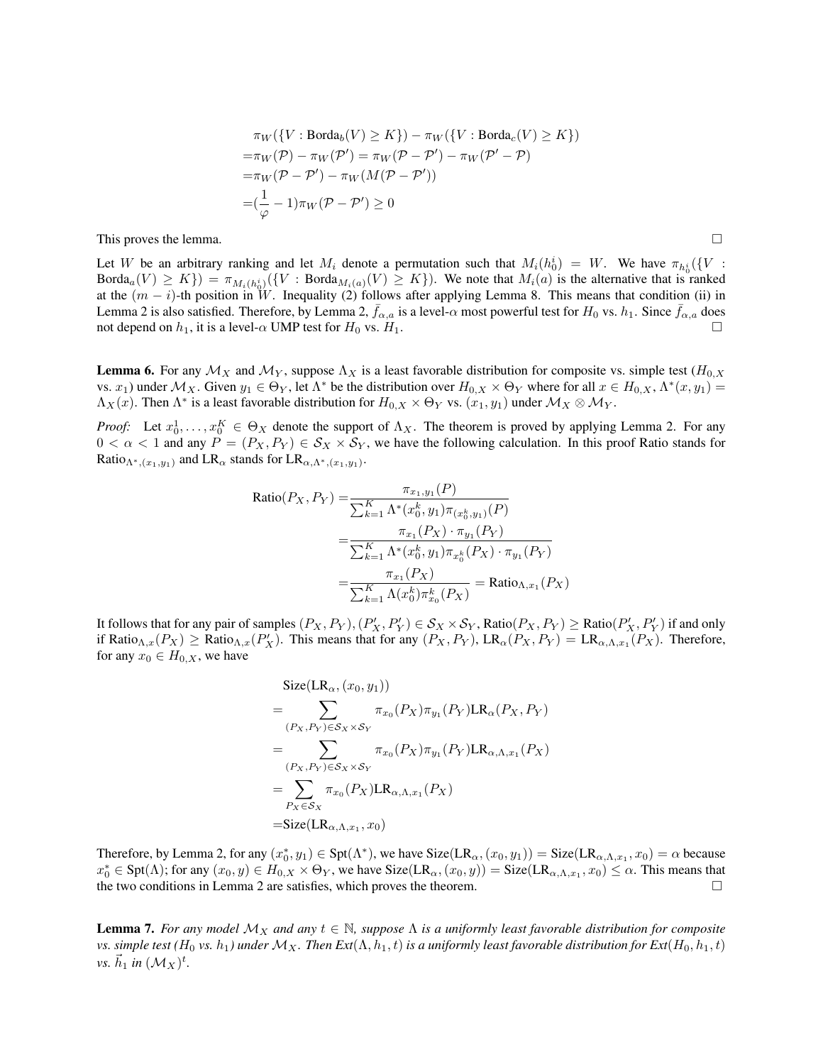$$
\begin{aligned}
&\pi_W(\{V : \text{Borda}_b(V) \geq K\}) - \pi_W(\{V : \text{Borda}_c(V) \geq K\}) \\
=&\pi_W(\mathcal{P}) - \pi_W(\mathcal{P}') = \pi_W(\mathcal{P} - \mathcal{P}') - \pi_W(\mathcal{P}' - \mathcal{P}) \\
=&\pi_W(\mathcal{P} - \mathcal{P}') - \pi_W(M(\mathcal{P} - \mathcal{P}')) \\
=&(\frac{1}{\varphi} - 1)\pi_W(\mathcal{P} - \mathcal{P}') \geq 0
\end{aligned}
$$

This proves the lemma. □

Let $W$ be an arbitrary ranking and let $M_i$ denote a permutation such that $M_i(h_0^i) = W$. We have $\pi_{h_0^i}(\{V : \text{Borda}_a(V) \geq K\}) = \pi_{M_i(h_0^i)}(\{V : \text{Borda}_{M_i(a)}(V) \geq K\})$. We note that $M_i(a)$ is the alternative that is ranked at the $(m-i)$-th position in $W$. Inequality (2) follows after applying Lemma 8. This means that condition (ii) in Lemma 2 is also satisfied. Therefore, by Lemma 2, $\bar{f}_{\alpha,a}$ is a level-$\alpha$ most powerful test for $H_0$ vs. $h_1$. Since $\bar{f}_{\alpha,a}$ does not depend on $h_1$, it is a level-$\alpha$ UMP test for $H_0$ vs. $H_1$. □

**Lemma 6.** For any $\mathcal{M}_X$ and $\mathcal{M}_Y$, suppose $\Lambda_X$ is a least favorable distribution for composite vs. simple test ($H_{0,X}$ vs. $x_1$) under $\mathcal{M}_X$. Given $y_1 \in \Theta_Y$, let $\Lambda^*$ be the distribution over $H_{0,X} \times \Theta_Y$ where for all $x \in H_{0,X}$, $\Lambda^*(x, y_1) = \Lambda_X(x)$. Then $\Lambda^*$ is a least favorable distribution for $H_{0,X} \times \Theta_Y$ vs. $(x_1, y_1)$ under $\mathcal{M}_X \otimes \mathcal{M}_Y$.

*Proof:* Let $x_0^1, \ldots, x_0^K \in \Theta_X$ denote the support of $\Lambda_X$. The theorem is proved by applying Lemma 2. For any $0 < \alpha < 1$ and any $P = (P_X, P_Y) \in \mathcal{S}_X \times \mathcal{S}_Y$, we have the following calculation. In this proof Ratio stands for $\text{Ratio}_{\Lambda^*,(x_1,y_1)}$ and $\text{LR}_\alpha$ stands for $\text{LR}_{\alpha,\Lambda^*,(x_1,y_1)}$.

$$
\begin{aligned}
\text{Ratio}(P_X, P_Y) =& \frac{\pi_{x_1,y_1}(P)}{\sum_{k=1}^K \Lambda^*(x_0^k, y_1)\pi_{(x_0^k,y_1)}(P)} \\
=& \frac{\pi_{x_1}(P_X) \cdot \pi_{y_1}(P_Y)}{\sum_{k=1}^K \Lambda^*(x_0^k, y_1)\pi_{x_0^k}(P_X) \cdot \pi_{y_1}(P_Y)} \\
=& \frac{\pi_{x_1}(P_X)}{\sum_{k=1}^K \Lambda(x_0^k)\pi_{x_0}^k(P_X)} = \text{Ratio}_{\Lambda,x_1}(P_X)
\end{aligned}
$$

It follows that for any pair of samples $(P_X, P_Y), (P'_X, P'_Y) \in \mathcal{S}_X \times \mathcal{S}_Y$, $\text{Ratio}(P_X, P_Y) \geq \text{Ratio}(P'_X, P'_Y)$ if and only if $\text{Ratio}_{\Lambda,x}(P_X) \geq \text{Ratio}_{\Lambda,x}(P'_X)$. This means that for any $(P_X, P_Y)$, $\text{LR}_\alpha(P_X, P_Y) = \text{LR}_{\alpha,\Lambda,x_1}(P_X)$. Therefore, for any $x_0 \in H_{0,X}$, we have

$$
\begin{aligned}
&\text{Size}(\text{LR}_\alpha, (x_0, y_1)) \\
=& \sum_{(P_X,P_Y)\in\mathcal{S}_X\times\mathcal{S}_Y} \pi_{x_0}(P_X)\pi_{y_1}(P_Y)\text{LR}_\alpha(P_X, P_Y) \\
=& \sum_{(P_X,P_Y)\in\mathcal{S}_X\times\mathcal{S}_Y} \pi_{x_0}(P_X)\pi_{y_1}(P_Y)\text{LR}_{\alpha,\Lambda,x_1}(P_X) \\
=& \sum_{P_X\in\mathcal{S}_X} \pi_{x_0}(P_X)\text{LR}_{\alpha,\Lambda,x_1}(P_X) \\
=&\text{Size}(\text{LR}_{\alpha,\Lambda,x_1}, x_0)
\end{aligned}
$$

Therefore, by Lemma 2, for any $(x_0^*, y_1) \in \text{Spt}(\Lambda^*)$, we have $\text{Size}(\text{LR}_\alpha, (x_0, y_1)) = \text{Size}(\text{LR}_{\alpha,\Lambda,x_1}, x_0) = \alpha$ because $x_0^* \in \text{Spt}(\Lambda)$; for any $(x_0, y) \in H_{0,X} \times \Theta_Y$, we have $\text{Size}(\text{LR}_\alpha, (x_0, y)) = \text{Size}(\text{LR}_{\alpha,\Lambda,x_1}, x_0) \leq \alpha$. This means that the two conditions in Lemma 2 are satisfies, which proves the theorem. □

**Lemma 7.** *For any model $\mathcal{M}_X$ and any $t \in \mathbb{N}$, suppose $\Lambda$ is a uniformly least favorable distribution for composite vs. simple test ($H_0$ vs. $h_1$) under $\mathcal{M}_X$. Then $Ext(\Lambda, h_1, t)$ is a uniformly least favorable distribution for $Ext(H_0, h_1, t)$ vs. $\vec{h}_1$ in $(\mathcal{M}_X)^t$.*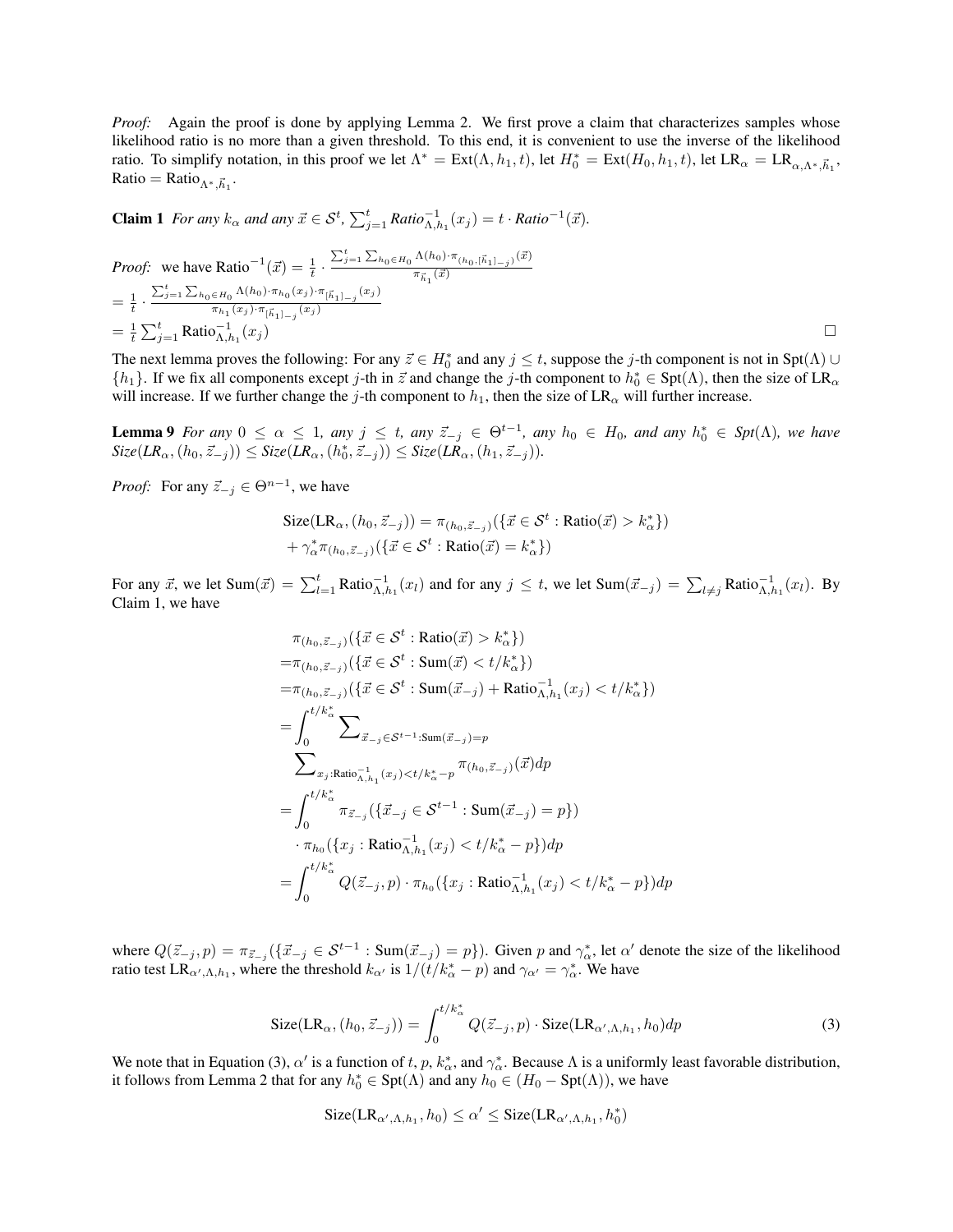*Proof:* Again the proof is done by applying Lemma 2. We first prove a claim that characterizes samples whose likelihood ratio is no more than a given threshold. To this end, it is convenient to use the inverse of the likelihood ratio. To simplify notation, in this proof we let $\Lambda^* = \text{Ext}(\Lambda, h_1, t)$, let $H_0^* = \text{Ext}(H_0, h_1, t)$, let $\text{LR}_\alpha = \text{LR}_{\alpha,\Lambda^*,\vec{h}_1}$, $\text{Ratio} = \text{Ratio}_{\Lambda^*,\vec{h}_1}$.

**Claim 1** *For any $k_\alpha$ and any $\vec{x} \in \mathcal{S}^t$, $\sum_{j=1}^t \text{Ratio}_{\Lambda,h_1}^{-1}(x_j) = t \cdot \text{Ratio}^{-1}(\vec{x})$.*

*Proof:* we have $\text{Ratio}^{-1}(\vec{x}) = \frac{1}{t} \cdot \frac{\sum_{j=1}^t \sum_{h_0 \in H_0} \Lambda(h_0) \cdot \pi_{(h_0,[\vec{h}_1]_{-j})}(\vec{x})}{\pi_{\vec{h}_1}(\vec{x})}$
$= \frac{1}{t} \cdot \frac{\sum_{j=1}^t \sum_{h_0 \in H_0} \Lambda(h_0) \cdot \pi_{h_0}(x_j) \cdot \pi_{[\vec{h}_1]_{-j}}(x_j)}{\pi_{h_1}(x_j) \cdot \pi_{[\vec{h}_1]_{-j}}(x_j)}$
$= \frac{1}{t} \sum_{j=1}^t \text{Ratio}_{\Lambda,h_1}^{-1}(x_j)$ □

The next lemma proves the following: For any $\vec{z} \in H_0^*$ and any $j \le t$, suppose the $j$-th component is not in $\text{Spt}(\Lambda) \cup \{h_1\}$. If we fix all components except $j$-th in $\vec{z}$ and change the $j$-th component to $h_0^* \in \text{Spt}(\Lambda)$, then the size of $\text{LR}_\alpha$ will increase. If we further change the $j$-th component to $h_1$, then the size of $\text{LR}_\alpha$ will further increase.

**Lemma 9** *For any $0 \le \alpha \le 1$, any $j \le t$, any $\vec{z}_{-j} \in \Theta^{t-1}$, any $h_0 \in H_0$, and any $h_0^* \in \text{Spt}(\Lambda)$, we have $\text{Size}(\text{LR}_\alpha, (h_0, \vec{z}_{-j})) \le \text{Size}(\text{LR}_\alpha, (h_0^*, \vec{z}_{-j})) \le \text{Size}(\text{LR}_\alpha, (h_1, \vec{z}_{-j}))$.*

*Proof:* For any $\vec{z}_{-j} \in \Theta^{n-1}$, we have

$$\begin{aligned}&\text{Size}(\text{LR}_\alpha, (h_0, \vec{z}_{-j})) = \pi_{(h_0,\vec{z}_{-j})}(\{\vec{x} \in \mathcal{S}^t : \text{Ratio}(\vec{x}) > k_\alpha^*\})\\&+ \gamma_\alpha^* \pi_{(h_0,\vec{z}_{-j})}(\{\vec{x} \in \mathcal{S}^t : \text{Ratio}(\vec{x}) = k_\alpha^*\})\end{aligned}$$

For any $\vec{x}$, we let $\text{Sum}(\vec{x}) = \sum_{l=1}^t \text{Ratio}_{\Lambda,h_1}^{-1}(x_l)$ and for any $j \le t$, we let $\text{Sum}(\vec{x}_{-j}) = \sum_{l \ne j} \text{Ratio}_{\Lambda,h_1}^{-1}(x_l)$. By Claim 1, we have

$$\begin{aligned}&\pi_{(h_0,\vec{z}_{-j})}(\{\vec{x} \in \mathcal{S}^t : \text{Ratio}(\vec{x}) > k_\alpha^*\})\\=&\pi_{(h_0,\vec{z}_{-j})}(\{\vec{x} \in \mathcal{S}^t : \text{Sum}(\vec{x}) < t/k_\alpha^*\})\\=&\pi_{(h_0,\vec{z}_{-j})}(\{\vec{x} \in \mathcal{S}^t : \text{Sum}(\vec{x}_{-j}) + \text{Ratio}_{\Lambda,h_1}^{-1}(x_j) < t/k_\alpha^*\})\\=&\int_0^{t/k_\alpha^*} \sum\nolimits_{\vec{x}_{-j} \in \mathcal{S}^{t-1}:\text{Sum}(\vec{x}_{-j})=p}\\&\sum\nolimits_{x_j:\text{Ratio}_{\Lambda,h_1}^{-1}(x_j)<t/k_\alpha^*-p} \pi_{(h_0,\vec{z}_{-j})}(\vec{x})dp\\=&\int_0^{t/k_\alpha^*} \pi_{\vec{z}_{-j}}(\{\vec{x}_{-j} \in \mathcal{S}^{t-1} : \text{Sum}(\vec{x}_{-j}) = p\})\\&\cdot \pi_{h_0}(\{x_j : \text{Ratio}_{\Lambda,h_1}^{-1}(x_j) < t/k_\alpha^* - p\})dp\\=&\int_0^{t/k_\alpha^*} Q(\vec{z}_{-j}, p) \cdot \pi_{h_0}(\{x_j : \text{Ratio}_{\Lambda,h_1}^{-1}(x_j) < t/k_\alpha^* - p\})dp\end{aligned}$$

where $Q(\vec{z}_{-j}, p) = \pi_{\vec{z}_{-j}}(\{\vec{x}_{-j} \in \mathcal{S}^{t-1} : \text{Sum}(\vec{x}_{-j}) = p\})$. Given $p$ and $\gamma_\alpha^*$, let $\alpha'$ denote the size of the likelihood ratio test $\text{LR}_{\alpha',\Lambda,h_1}$, where the threshold $k_{\alpha'}$ is $1/(t/k_\alpha^* - p)$ and $\gamma_{\alpha'} = \gamma_\alpha^*$. We have

$$\text{Size}(\text{LR}_\alpha, (h_0, \vec{z}_{-j})) = \int_0^{t/k_\alpha^*} Q(\vec{z}_{-j}, p) \cdot \text{Size}(\text{LR}_{\alpha',\Lambda,h_1}, h_0)dp \tag{3}$$

We note that in Equation (3), $\alpha'$ is a function of $t$, $p$, $k_\alpha^*$, and $\gamma_\alpha^*$. Because $\Lambda$ is a uniformly least favorable distribution, it follows from Lemma 2 that for any $h_0^* \in \text{Spt}(\Lambda)$ and any $h_0 \in (H_0 - \text{Spt}(\Lambda))$, we have

$$\text{Size}(\text{LR}_{\alpha',\Lambda,h_1}, h_0) \le \alpha' \le \text{Size}(\text{LR}_{\alpha',\Lambda,h_1}, h_0^*)$$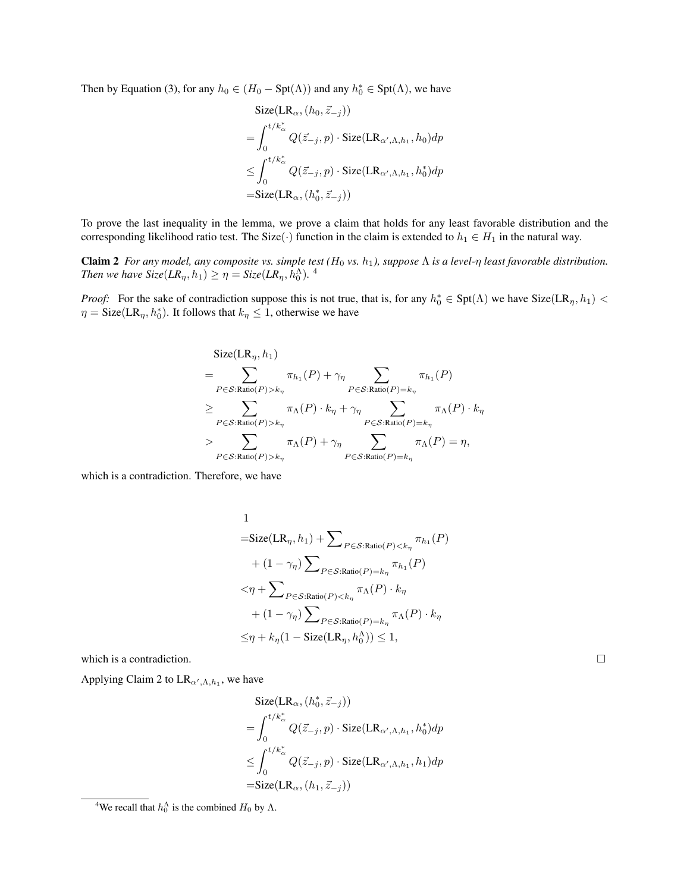Then by Equation (3), for any $h_0 \in (H_0 - \text{Spt}(\Lambda))$ and any $h_0^* \in \text{Spt}(\Lambda)$, we have

$$
\begin{aligned}
&\text{Size}(\text{LR}_\alpha, (h_0, \vec{z}_{-j})) \\
=&\int_0^{t/k^*_\alpha} Q(\vec{z}_{-j}, p) \cdot \text{Size}(\text{LR}_{\alpha', \Lambda, h_1}, h_0) dp \\
\leq&\int_0^{t/k^*_\alpha} Q(\vec{z}_{-j}, p) \cdot \text{Size}(\text{LR}_{\alpha', \Lambda, h_1}, h_0^*) dp \\
=&\text{Size}(\text{LR}_\alpha, (h_0^*, \vec{z}_{-j}))
\end{aligned}
$$

To prove the last inequality in the lemma, we prove a claim that holds for any least favorable distribution and the corresponding likelihood ratio test. The Size$(\cdot)$ function in the claim is extended to $h_1 \in H_1$ in the natural way.

**Claim 2** *For any model, any composite vs. simple test ($H_0$ vs. $h_1$), suppose $\Lambda$ is a level-$\eta$ least favorable distribution. Then we have Size$(LR_\eta, h_1) \geq \eta =$ Size$(LR_\eta, h_0^\Lambda)$.* [4]

*Proof:* For the sake of contradiction suppose this is not true, that is, for any $h_0^* \in \text{Spt}(\Lambda)$ we have $\text{Size}(\text{LR}_\eta, h_1) < \eta = \text{Size}(\text{LR}_\eta, h_0^*)$. It follows that $k_\eta \leq 1$, otherwise we have

$$
\begin{aligned}
&\text{Size}(\text{LR}_\eta, h_1) \\
=&\sum_{P \in \mathcal{S}:\text{Ratio}(P) > k_\eta} \pi_{h_1}(P) + \gamma_\eta \sum_{P \in \mathcal{S}:\text{Ratio}(P) = k_\eta} \pi_{h_1}(P) \\
\geq&\sum_{P \in \mathcal{S}:\text{Ratio}(P) > k_\eta} \pi_\Lambda(P) \cdot k_\eta + \gamma_\eta \sum_{P \in \mathcal{S}:\text{Ratio}(P) = k_\eta} \pi_\Lambda(P) \cdot k_\eta \\
>&\sum_{P \in \mathcal{S}:\text{Ratio}(P) > k_\eta} \pi_\Lambda(P) + \gamma_\eta \sum_{P \in \mathcal{S}:\text{Ratio}(P) = k_\eta} \pi_\Lambda(P) = \eta,
\end{aligned}
$$

which is a contradiction. Therefore, we have

$$
\begin{aligned}
&1 \\
=&\text{Size}(\text{LR}_\eta, h_1) + \sum\nolimits_{P \in \mathcal{S}:\text{Ratio}(P) < k_\eta} \pi_{h_1}(P) \\
&+ (1 - \gamma_\eta) \sum\nolimits_{P \in \mathcal{S}:\text{Ratio}(P) = k_\eta} \pi_{h_1}(P) \\
<&\eta + \sum\nolimits_{P \in \mathcal{S}:\text{Ratio}(P) < k_\eta} \pi_\Lambda(P) \cdot k_\eta \\
&+ (1 - \gamma_\eta) \sum\nolimits_{P \in \mathcal{S}:\text{Ratio}(P) = k_\eta} \pi_\Lambda(P) \cdot k_\eta \\
\leq&\eta + k_\eta(1 - \text{Size}(\text{LR}_\eta, h_0^\Lambda)) \leq 1,
\end{aligned}
$$

which is a contradiction. □

Applying Claim 2 to $\text{LR}_{\alpha', \Lambda, h_1}$, we have

$$
\begin{aligned}
&\text{Size}(\text{LR}_\alpha, (h_0^*, \vec{z}_{-j})) \\
=&\int_0^{t/k^*_\alpha} Q(\vec{z}_{-j}, p) \cdot \text{Size}(\text{LR}_{\alpha', \Lambda, h_1}, h_0^*) dp \\
\leq&\int_0^{t/k^*_\alpha} Q(\vec{z}_{-j}, p) \cdot \text{Size}(\text{LR}_{\alpha', \Lambda, h_1}, h_1) dp \\
=&\text{Size}(\text{LR}_\alpha, (h_1, \vec{z}_{-j}))
\end{aligned}
$$

[4] We recall that $h_0^\Lambda$ is the combined $H_0$ by $\Lambda$.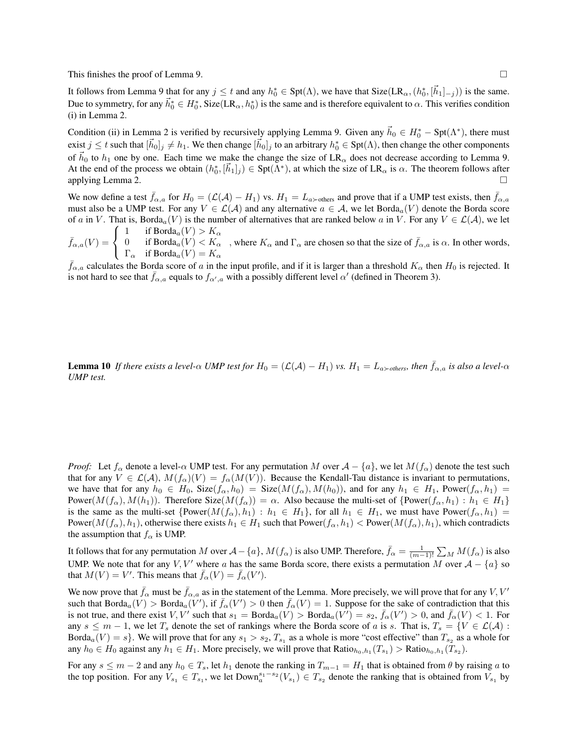This finishes the proof of Lemma 9. $\square$

It follows from Lemma 9 that for any $j \leq t$ and any $h_0^* \in \text{Spt}(\Lambda)$, we have that $\text{Size}(\text{LR}_\alpha, (h_0^*, [\vec{h}_1]_{-j}))$ is the same. Due to symmetry, for any $\vec{h}_0^* \in H_0^*$, $\text{Size}(\text{LR}_\alpha, h_0^*)$ is the same and is therefore equivalent to $\alpha$. This verifies condition (i) in Lemma 2.

Condition (ii) in Lemma 2 is verified by recursively applying Lemma 9. Given any $\vec{h}_0 \in H_0^* - \text{Spt}(\Lambda^*)$, there must exist $j \leq t$ such that $[\vec{h}_0]_j \neq h_1$. We then change $[\vec{h}_0]_j$ to an arbitrary $h_0^* \in \text{Spt}(\Lambda)$, then change the other components of $\vec{h}_0$ to $h_1$ one by one. Each time we make the change the size of $\text{LR}_\alpha$ does not decrease according to Lemma 9. At the end of the process we obtain $(h_0^*, [\vec{h}_1]_j) \in \text{Spt}(\Lambda^*)$, at which the size of $\text{LR}_\alpha$ is $\alpha$. The theorem follows after applying Lemma 2. $\square$

We now define a test $\bar{f}_{\alpha,a}$ for $H_0 = (\mathcal{L}(\mathcal{A}) - H_1)$ vs. $H_1 = L_{a\succ\text{others}}$ and prove that if a UMP test exists, then $\bar{f}_{\alpha,a}$ must also be a UMP test. For any $V \in \mathcal{L}(\mathcal{A})$ and any alternative $a \in \mathcal{A}$, we let $\text{Borda}_a(V)$ denote the Borda score of $a$ in $V$. That is, $\text{Borda}_a(V)$ is the number of alternatives that are ranked below $a$ in $V$. For any $V \in \mathcal{L}(\mathcal{A})$, we let $\bar{f}_{\alpha,a}(V) = \begin{cases} 1 & \text{if Borda}_a(V) > K_\alpha \\ 0 & \text{if Borda}_a(V) < K_\alpha \\ \Gamma_\alpha & \text{if Borda}_a(V) = K_\alpha \end{cases}$, where $K_\alpha$ and $\Gamma_\alpha$ are chosen so that the size of $\bar{f}_{\alpha,a}$ is $\alpha$. In other words, $\bar{f}_{\alpha,a}$ calculates the Borda score of $a$ in the input profile, and if it is larger than a threshold $K_\alpha$ then $H_0$ is rejected. It is not hard to see that $\bar{f}_{\alpha,a}$ equals to $f_{\alpha',a}$ with a possibly different level $\alpha'$ (defined in Theorem 3).

**Lemma 10** *If there exists a level-$\alpha$ UMP test for $H_0 = (\mathcal{L}(\mathcal{A}) - H_1)$ vs. $H_1 = L_{a\succ\text{others}}$, then $\bar{f}_{\alpha,a}$ is also a level-$\alpha$ UMP test.*

*Proof:* Let $f_\alpha$ denote a level-$\alpha$ UMP test. For any permutation $M$ over $\mathcal{A} - \{a\}$, we let $M(f_\alpha)$ denote the test such that for any $V \in \mathcal{L}(\mathcal{A})$, $M(f_\alpha)(V) = f_\alpha(M(V))$. Because the Kendall-Tau distance is invariant to permutations, we have that for any $h_0 \in H_0$, $\text{Size}(f_\alpha, h_0) = \text{Size}(M(f_\alpha), M(h_0))$, and for any $h_1 \in H_1$, $\text{Power}(f_\alpha, h_1) = \text{Power}(M(f_\alpha), M(h_1))$. Therefore $\text{Size}(M(f_\alpha)) = \alpha$. Also because the multi-set of $\{\text{Power}(f_\alpha, h_1) : h_1 \in H_1\}$ is the same as the multi-set $\{\text{Power}(M(f_\alpha), h_1) : h_1 \in H_1\}$, for all $h_1 \in H_1$, we must have $\text{Power}(f_\alpha, h_1) = \text{Power}(M(f_\alpha), h_1)$, otherwise there exists $h_1 \in H_1$ such that $\text{Power}(f_\alpha, h_1) < \text{Power}(M(f_\alpha), h_1)$, which contradicts the assumption that $f_\alpha$ is UMP.

It follows that for any permutation $M$ over $\mathcal{A} - \{a\}$, $M(f_\alpha)$ is also UMP. Therefore, $\bar{f}_\alpha = \frac{1}{(m-1)!} \sum_M M(f_\alpha)$ is also UMP. We note that for any $V, V'$ where $a$ has the same Borda score, there exists a permutation $M$ over $\mathcal{A} - \{a\}$ so that $M(V) = V'$. This means that $\bar{f}_\alpha(V) = \bar{f}_\alpha(V')$.

We now prove that $\bar{f}_\alpha$ must be $\bar{f}_{\alpha,a}$ as in the statement of the Lemma. More precisely, we will prove that for any $V, V'$ such that $\text{Borda}_a(V) > \text{Borda}_a(V')$, if $\bar{f}_\alpha(V') > 0$ then $\bar{f}_\alpha(V) = 1$. Suppose for the sake of contradiction that this is not true, and there exist $V, V'$ such that $s_1 = \text{Borda}_a(V) > \text{Borda}_a(V') = s_2$, $\bar{f}_\alpha(V') > 0$, and $\bar{f}_\alpha(V) < 1$. For any $s \leq m-1$, we let $T_s$ denote the set of rankings where the Borda score of $a$ is $s$. That is, $T_s = \{V \in \mathcal{L}(\mathcal{A}) : \text{Borda}_a(V) = s\}$. We will prove that for any $s_1 > s_2$, $T_{s_1}$ as a whole is more "cost effective" than $T_{s_2}$ as a whole for any $h_0 \in H_0$ against any $h_1 \in H_1$. More precisely, we will prove that $\text{Ratio}_{h_0,h_1}(T_{s_1}) > \text{Ratio}_{h_0,h_1}(T_{s_2})$.

For any $s \leq m-2$ and any $h_0 \in T_s$, let $h_1$ denote the ranking in $T_{m-1} = H_1$ that is obtained from $\theta$ by raising $a$ to the top position. For any $V_{s_1} \in T_{s_1}$, we let $\text{Down}_a^{s_1 - s_2}(V_{s_1}) \in T_{s_2}$ denote the ranking that is obtained from $V_{s_1}$ by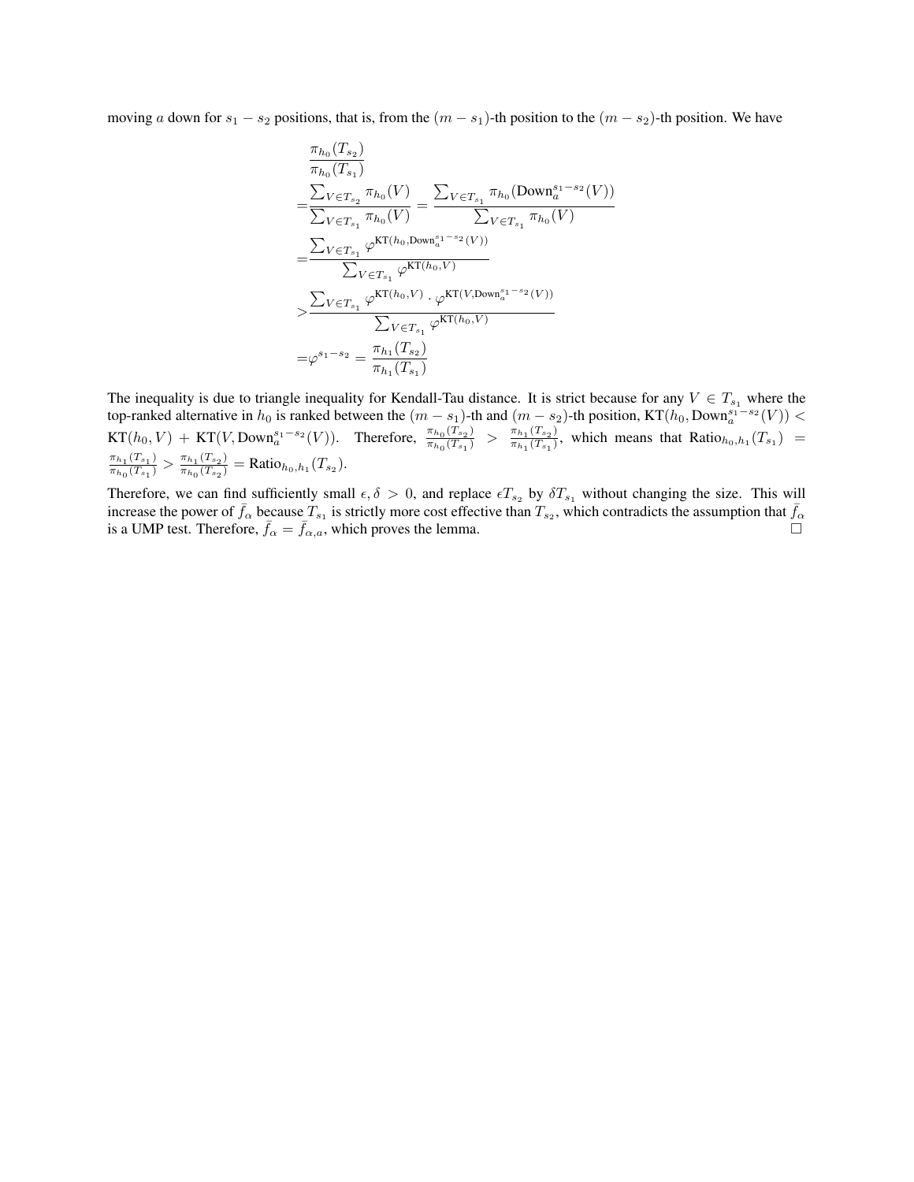moving $a$ down for $s_1 - s_2$ positions, that is, from the $(m-s_1)$-th position to the $(m-s_2)$-th position. We have

$$
\begin{aligned}
&\frac{\pi_{h_0}(T_{s_2})}{\pi_{h_0}(T_{s_1})} \\
=&\frac{\sum_{V\in T_{s_2}} \pi_{h_0}(V)}{\sum_{V\in T_{s_1}} \pi_{h_0}(V)} = \frac{\sum_{V\in T_{s_1}} \pi_{h_0}(\text{Down}_a^{s_1-s_2}(V))}{\sum_{V\in T_{s_1}} \pi_{h_0}(V)} \\
=&\frac{\sum_{V\in T_{s_1}} \varphi^{\text{KT}(h_0,\text{Down}_a^{s_1-s_2}(V))}}{\sum_{V\in T_{s_1}} \varphi^{\text{KT}(h_0,V)}} \\
>&\frac{\sum_{V\in T_{s_1}} \varphi^{\text{KT}(h_0,V)}\cdot \varphi^{\text{KT}(V,\text{Down}_a^{s_1-s_2}(V))}}{\sum_{V\in T_{s_1}} \varphi^{\text{KT}(h_0,V)}} \\
=&\varphi^{s_1-s_2} = \frac{\pi_{h_1}(T_{s_2})}{\pi_{h_1}(T_{s_1})}
\end{aligned}
$$

The inequality is due to triangle inequality for Kendall-Tau distance. It is strict because for any $V \in T_{s_1}$ where the top-ranked alternative in $h_0$ is ranked between the $(m-s_1)$-th and $(m-s_2)$-th position, $\text{KT}(h_0, \text{Down}_a^{s_1-s_2}(V)) < \text{KT}(h_0, V) + \text{KT}(V, \text{Down}_a^{s_1-s_2}(V))$. Therefore, $\frac{\pi_{h_0}(T_{s_2})}{\pi_{h_0}(T_{s_1})} > \frac{\pi_{h_1}(T_{s_2})}{\pi_{h_1}(T_{s_1})}$, which means that $\text{Ratio}_{h_0,h_1}(T_{s_1}) = \frac{\pi_{h_1}(T_{s_1})}{\pi_{h_0}(T_{s_1})} > \frac{\pi_{h_1}(T_{s_2})}{\pi_{h_0}(T_{s_2})} = \text{Ratio}_{h_0,h_1}(T_{s_2})$.

Therefore, we can find sufficiently small $\epsilon, \delta > 0$, and replace $\epsilon T_{s_2}$ by $\delta T_{s_1}$ without changing the size. This will increase the power of $\bar{f}_\alpha$ because $T_{s_1}$ is strictly more cost effective than $T_{s_2}$, which contradicts the assumption that $\bar{f}_\alpha$ is a UMP test. Therefore, $\bar{f}_\alpha = \bar{f}_{\alpha,a}$, which proves the lemma. □